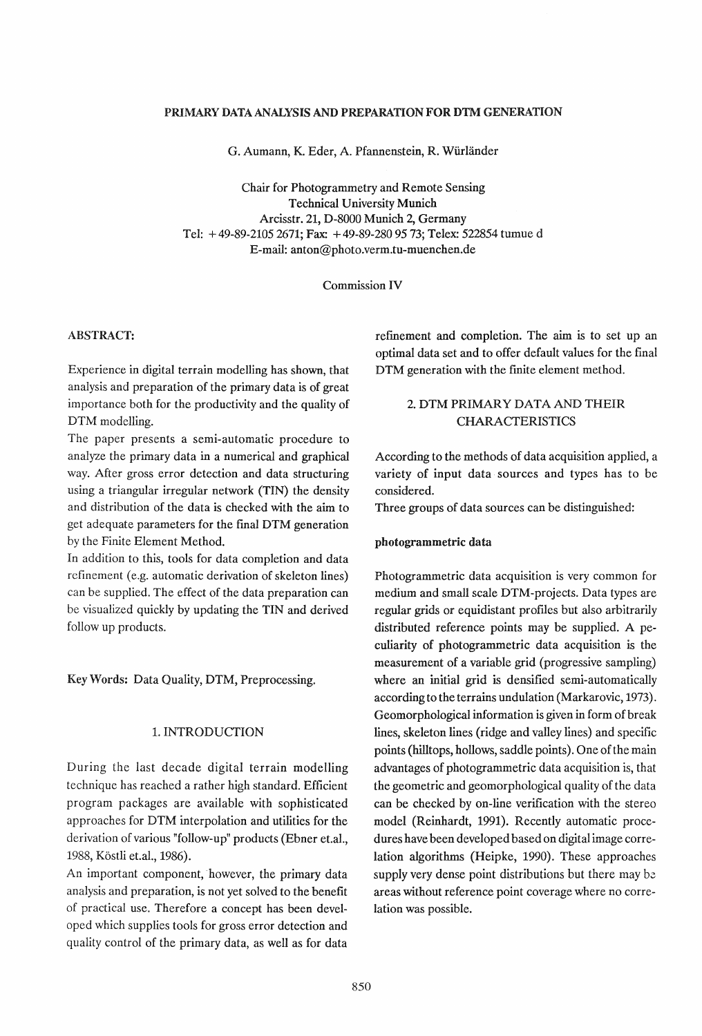# PRIMARY DATA ANALYSIS AND PREPARATION FOR DTM GENERATION

G. Aumann, K. Eder, A. Pfannenstein, R. Würländer

Chair for Photogrammetry and Remote Sensing
Technical University Munich
Arcisstr. 21, D-8000 Munich 2, Germany
Tel: +49-89-2105 2671; Fax: +49-89-280 95 73; Telex: 522854 tumue d
E-mail: anton@photo.verm.tu-muenchen.de

Commission IV

## ABSTRACT:

Experience in digital terrain modelling has shown, that analysis and preparation of the primary data is of great importance both for the productivity and the quality of DTM modelling.

The paper presents a semi-automatic procedure to analyze the primary data in a numerical and graphical way. After gross error detection and data structuring using a triangular irregular network (TIN) the density and distribution of the data is checked with the aim to get adequate parameters for the final DTM generation by the Finite Element Method.

In addition to this, tools for data completion and data refinement (e.g. automatic derivation of skeleton lines) can be supplied. The effect of the data preparation can be visualized quickly by updating the TIN and derived follow up products.

**Key Words:** Data Quality, DTM, Preprocessing.

## 1. INTRODUCTION

During the last decade digital terrain modelling technique has reached a rather high standard. Efficient program packages are available with sophisticated approaches for DTM interpolation and utilities for the derivation of various "follow-up" products (Ebner et.al., 1988, Köstli et.al., 1986).

An important component, however, the primary data analysis and preparation, is not yet solved to the benefit of practical use. Therefore a concept has been developed which supplies tools for gross error detection and quality control of the primary data, as well as for data refinement and completion. The aim is to set up an optimal data set and to offer default values for the final DTM generation with the finite element method.

## 2. DTM PRIMARY DATA AND THEIR CHARACTERISTICS

According to the methods of data acquisition applied, a variety of input data sources and types has to be considered.

Three groups of data sources can be distinguished:

### photogrammetric data

Photogrammetric data acquisition is very common for medium and small scale DTM-projects. Data types are regular grids or equidistant profiles but also arbitrarily distributed reference points may be supplied. A peculiarity of photogrammetric data acquisition is the measurement of a variable grid (progressive sampling) where an initial grid is densified semi-automatically according to the terrains undulation (Markarovic, 1973). Geomorphological information is given in form of break lines, skeleton lines (ridge and valley lines) and specific points (hilltops, hollows, saddle points). One of the main advantages of photogrammetric data acquisition is, that the geometric and geomorphological quality of the data can be checked by on-line verification with the stereo model (Reinhardt, 1991). Recently automatic procedures have been developed based on digital image correlation algorithms (Heipke, 1990). These approaches supply very dense point distributions but there may be areas without reference point coverage where no correlation was possible.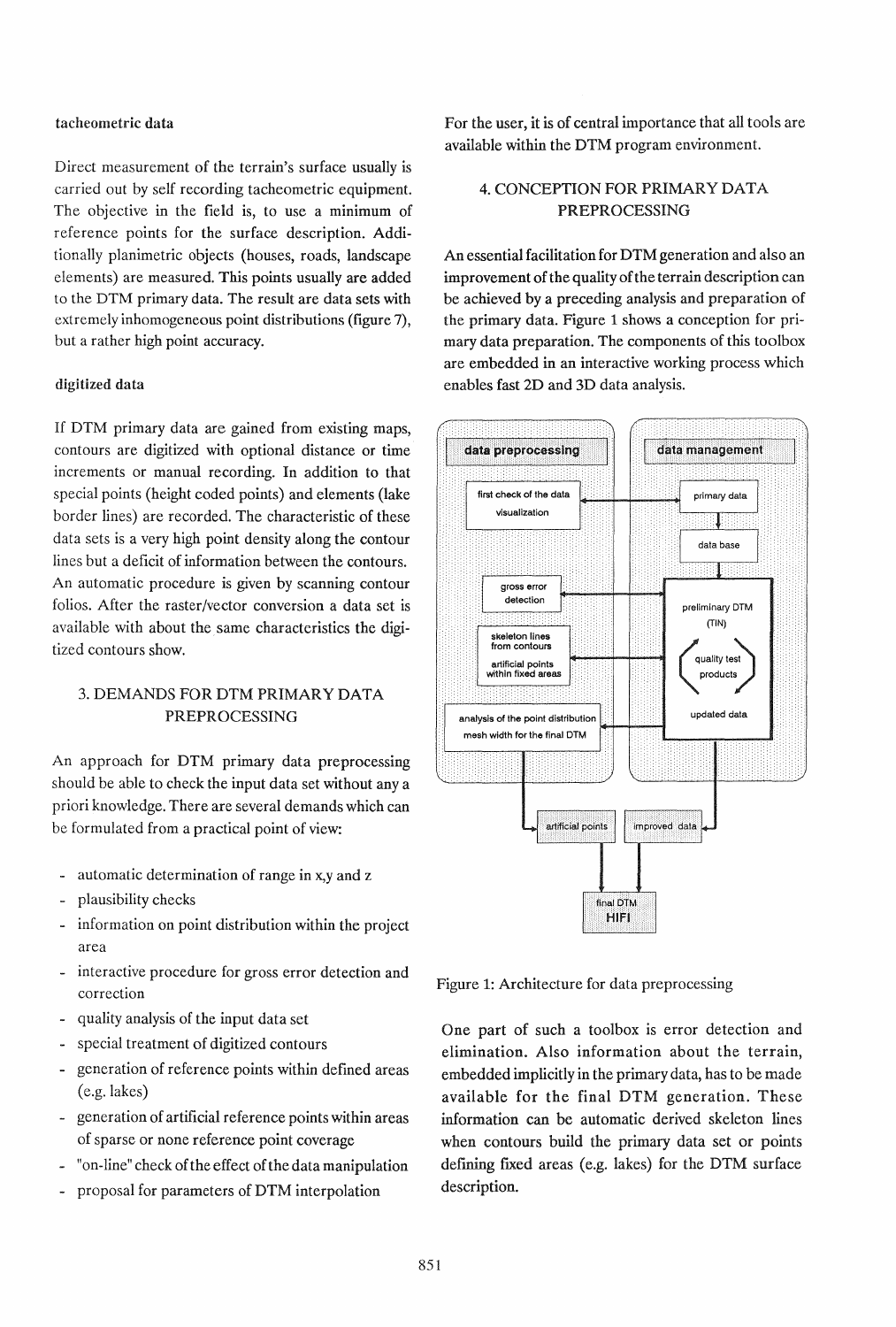**tacheometric data**

Direct measurement of the terrain's surface usually is carried out by self recording tacheometric equipment. The objective in the field is, to use a minimum of reference points for the surface description. Additionally planimetric objects (houses, roads, landscape elements) are measured. This points usually are added to the DTM primary data. The result are data sets with extremely inhomogeneous point distributions (figure 7), but a rather high point accuracy.

**digitized data**

If DTM primary data are gained from existing maps, contours are digitized with optional distance or time increments or manual recording. In addition to that special points (height coded points) and elements (lake border lines) are recorded. The characteristic of these data sets is a very high point density along the contour lines but a deficit of information between the contours. An automatic procedure is given by scanning contour folios. After the raster/vector conversion a data set is available with about the same characteristics the digitized contours show.

## 3. DEMANDS FOR DTM PRIMARY DATA PREPROCESSING

An approach for DTM primary data preprocessing should be able to check the input data set without any a priori knowledge. There are several demands which can be formulated from a practical point of view:

- automatic determination of range in x,y and z
- plausibility checks
- information on point distribution within the project area
- interactive procedure for gross error detection and correction
- quality analysis of the input data set
- special treatment of digitized contours
- generation of reference points within defined areas (e.g. lakes)
- generation of artificial reference points within areas of sparse or none reference point coverage
- "on-line" check of the effect of the data manipulation
- proposal for parameters of DTM interpolation

For the user, it is of central importance that all tools are available within the DTM program environment.

## 4. CONCEPTION FOR PRIMARY DATA PREPROCESSING

An essential facilitation for DTM generation and also an improvement of the quality of the terrain description can be achieved by a preceding analysis and preparation of the primary data. Figure 1 shows a conception for primary data preparation. The components of this toolbox are embedded in an interactive working process which enables fast 2D and 3D data analysis.

data preprocessing | data management

first check of the data visualization — primary data — data base

gross error detection — preliminary DTM (TIN)

skeleton lines from contours; artificial points within fixed areas — quality test products

analysis of the point distribution; mesh width for the final DTM — updated data

artificial points — improved data — final DTM HIFI

Figure 1: Architecture for data preprocessing

One part of such a toolbox is error detection and elimination. Also information about the terrain, embedded implicitly in the primary data, has to be made available for the final DTM generation. These information can be automatic derived skeleton lines when contours build the primary data set or points defining fixed areas (e.g. lakes) for the DTM surface description.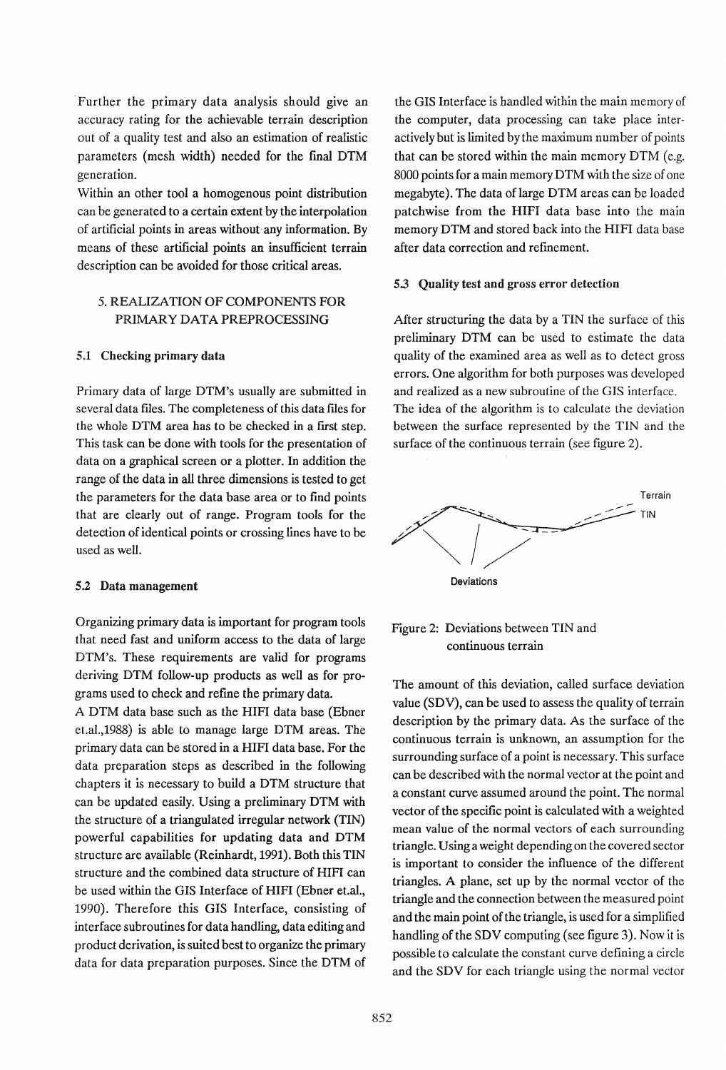Further the primary data analysis should give an accuracy rating for the achievable terrain description out of a quality test and also an estimation of realistic parameters (mesh width) needed for the final DTM generation.

Within an other tool a homogenous point distribution can be generated to a certain extent by the interpolation of artificial points in areas without any information. By means of these artificial points an insufficient terrain description can be avoided for those critical areas.

## 5. REALIZATION OF COMPONENTS FOR PRIMARY DATA PREPROCESSING

### 5.1 Checking primary data

Primary data of large DTM's usually are submitted in several data files. The completeness of this data files for the whole DTM area has to be checked in a first step. This task can be done with tools for the presentation of data on a graphical screen or a plotter. In addition the range of the data in all three dimensions is tested to get the parameters for the data base area or to find points that are clearly out of range. Program tools for the detection of identical points or crossing lines have to be used as well.

### 5.2 Data management

Organizing primary data is important for program tools that need fast and uniform access to the data of large DTM's. These requirements are valid for programs deriving DTM follow-up products as well as for programs used to check and refine the primary data.

A DTM data base such as the HIFI data base (Ebner et.al.,1988) is able to manage large DTM areas. The primary data can be stored in a HIFI data base. For the data preparation steps as described in the following chapters it is necessary to build a DTM structure that can be updated easily. Using a preliminary DTM with the structure of a triangulated irregular network (TIN) powerful capabilities for updating data and DTM structure are available (Reinhardt, 1991). Both this TIN structure and the combined data structure of HIFI can be used within the GIS Interface of HIFI (Ebner et.al., 1990). Therefore this GIS Interface, consisting of interface subroutines for data handling, data editing and product derivation, is suited best to organize the primary data for data preparation purposes. Since the DTM of the GIS Interface is handled within the main memory of the computer, data processing can take place interactively but is limited by the maximum number of points that can be stored within the main memory DTM (e.g. 8000 points for a main memory DTM with the size of one megabyte). The data of large DTM areas can be loaded patchwise from the HIFI data base into the main memory DTM and stored back into the HIFI data base after data correction and refinement.

### 5.3 Quality test and gross error detection

After structuring the data by a TIN the surface of this preliminary DTM can be used to estimate the data quality of the examined area as well as to detect gross errors. One algorithm for both purposes was developed and realized as a new subroutine of the GIS interface. The idea of the algorithm is to calculate the deviation between the surface represented by the TIN and the surface of the continuous terrain (see figure 2).

Terrain

TIN

Deviations

Figure 2: Deviations between TIN and continuous terrain

The amount of this deviation, called surface deviation value (SDV), can be used to assess the quality of terrain description by the primary data. As the surface of the continuous terrain is unknown, an assumption for the surrounding surface of a point is necessary. This surface can be described with the normal vector at the point and a constant curve assumed around the point. The normal vector of the specific point is calculated with a weighted mean value of the normal vectors of each surrounding triangle. Using a weight depending on the covered sector is important to consider the influence of the different triangles. A plane, set up by the normal vector of the triangle and the connection between the measured point and the main point of the triangle, is used for a simplified handling of the SDV computing (see figure 3). Now it is possible to calculate the constant curve defining a circle and the SDV for each triangle using the normal vector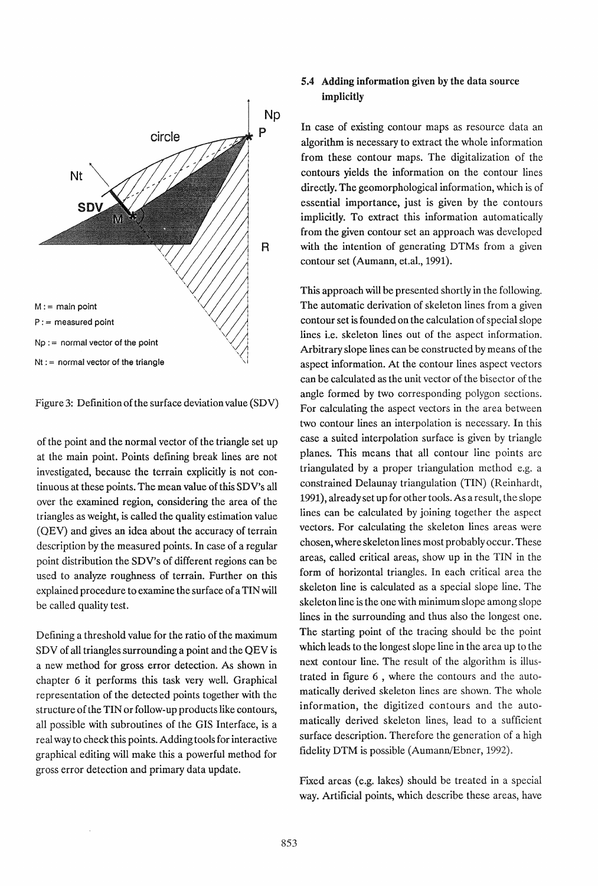M := main point

P := measured point

Np := normal vector of the point

Nt := normal vector of the triangle

Figure 3: Definition of the surface deviation value (SDV)

of the point and the normal vector of the triangle set up at the main point. Points defining break lines are not investigated, because the terrain explicitly is not continuous at these points. The mean value of this SDV's all over the examined region, considering the area of the triangles as weight, is called the quality estimation value (QEV) and gives an idea about the accuracy of terrain description by the measured points. In case of a regular point distribution the SDV's of different regions can be used to analyze roughness of terrain. Further on this explained procedure to examine the surface of a TIN will be called quality test.

Defining a threshold value for the ratio of the maximum SDV of all triangles surrounding a point and the QEV is a new method for gross error detection. As shown in chapter 6 it performs this task very well. Graphical representation of the detected points together with the structure of the TIN or follow-up products like contours, all possible with subroutines of the GIS Interface, is a real way to check this points. Adding tools for interactive graphical editing will make this a powerful method for gross error detection and primary data update.

### 5.4 Adding information given by the data source implicitly

In case of existing contour maps as resource data an algorithm is necessary to extract the whole information from these contour maps. The digitalization of the contours yields the information on the contour lines directly. The geomorphological information, which is of essential importance, just is given by the contours implicitly. To extract this information automatically from the given contour set an approach was developed with the intention of generating DTMs from a given contour set (Aumann, et.al., 1991).

This approach will be presented shortly in the following. The automatic derivation of skeleton lines from a given contour set is founded on the calculation of special slope lines i.e. skeleton lines out of the aspect information. Arbitrary slope lines can be constructed by means of the aspect information. At the contour lines aspect vectors can be calculated as the unit vector of the bisector of the angle formed by two corresponding polygon sections. For calculating the aspect vectors in the area between two contour lines an interpolation is necessary. In this case a suited interpolation surface is given by triangle planes. This means that all contour line points are triangulated by a proper triangulation method e.g. a constrained Delaunay triangulation (TIN) (Reinhardt, 1991), already set up for other tools. As a result, the slope lines can be calculated by joining together the aspect vectors. For calculating the skeleton lines areas were chosen, where skeleton lines most probably occur. These areas, called critical areas, show up in the TIN in the form of horizontal triangles. In each critical area the skeleton line is calculated as a special slope line. The skeleton line is the one with minimum slope among slope lines in the surrounding and thus also the longest one. The starting point of the tracing should be the point which leads to the longest slope line in the area up to the next contour line. The result of the algorithm is illustrated in figure 6 , where the contours and the automatically derived skeleton lines are shown. The whole information, the digitized contours and the automatically derived skeleton lines, lead to a sufficient surface description. Therefore the generation of a high fidelity DTM is possible (Aumann/Ebner, 1992).

Fixed areas (e.g. lakes) should be treated in a special way. Artificial points, which describe these areas, have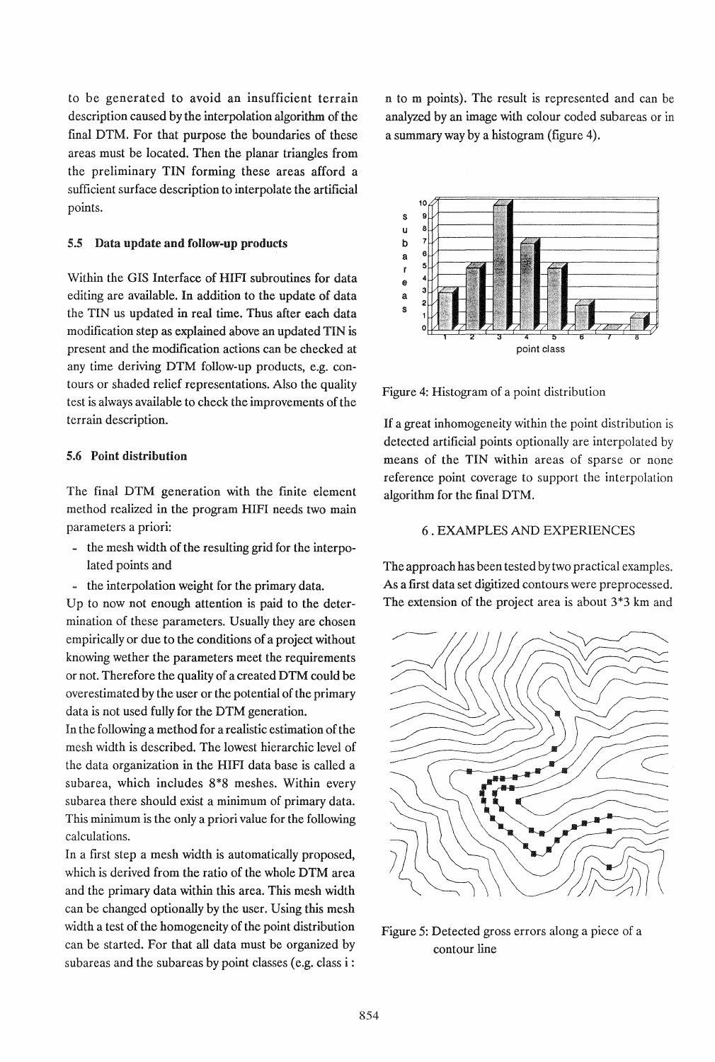to be generated to avoid an insufficient terrain description caused by the interpolation algorithm of the final DTM. For that purpose the boundaries of these areas must be located. Then the planar triangles from the preliminary TIN forming these areas afford a sufficient surface description to interpolate the artificial points.

### 5.5 Data update and follow-up products

Within the GIS Interface of HIFI subroutines for data editing are available. In addition to the update of data the TIN us updated in real time. Thus after each data modification step as explained above an updated TIN is present and the modification actions can be checked at any time deriving DTM follow-up products, e.g. contours or shaded relief representations. Also the quality test is always available to check the improvements of the terrain description.

### 5.6 Point distribution

The final DTM generation with the finite element method realized in the program HIFI needs two main parameters a priori:

- the mesh width of the resulting grid for the interpolated points and
- the interpolation weight for the primary data.

Up to now not enough attention is paid to the determination of these parameters. Usually they are chosen empirically or due to the conditions of a project without knowing wether the parameters meet the requirements or not. Therefore the quality of a created DTM could be overestimated by the user or the potential of the primary data is not used fully for the DTM generation.

In the following a method for a realistic estimation of the mesh width is described. The lowest hierarchic level of the data organization in the HIFI data base is called a subarea, which includes 8*8 meshes. Within every subarea there should exist a minimum of primary data. This minimum is the only a priori value for the following calculations.

In a first step a mesh width is automatically proposed, which is derived from the ratio of the whole DTM area and the primary data within this area. This mesh width can be changed optionally by the user. Using this mesh width a test of the homogeneity of the point distribution can be started. For that all data must be organized by subareas and the subareas by point classes (e.g. class i : n to m points). The result is represented and can be analyzed by an image with colour coded subareas or in a summary way by a histogram (figure 4).

Figure 4: Histogram of a point distribution

If a great inhomogeneity within the point distribution is detected artificial points optionally are interpolated by means of the TIN within areas of sparse or none reference point coverage to support the interpolation algorithm for the final DTM.

## 6. EXAMPLES AND EXPERIENCES

The approach has been tested by two practical examples. As a first data set digitized contours were preprocessed. The extension of the project area is about 3*3 km and

Figure 5: Detected gross errors along a piece of a contour line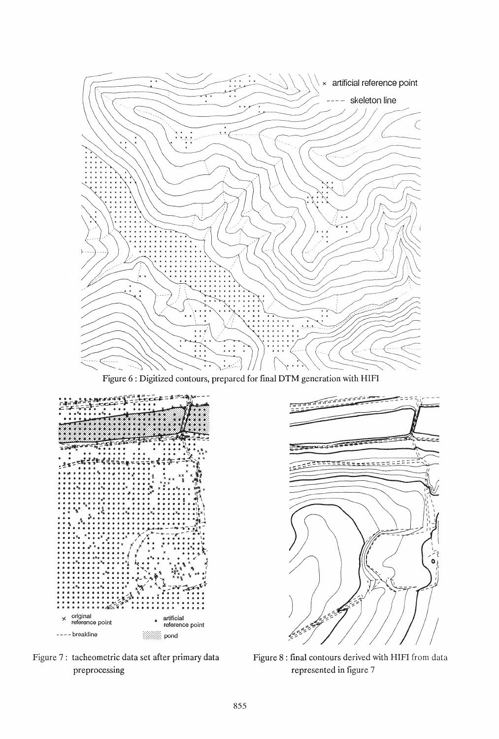Figure 6 : Digitized contours, prepared for final DTM generation with HIFI

Figure 7 : tacheometric data set after primary data preprocessing

Figure 8 : final contours derived with HIFI from data represented in figure 7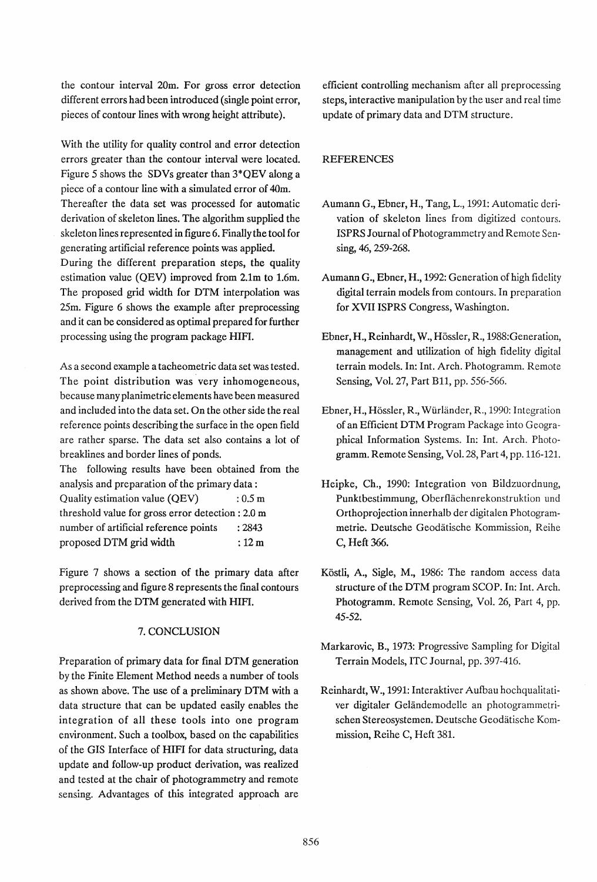the contour interval 20m. For gross error detection different errors had been introduced (single point error, pieces of contour lines with wrong height attribute).

With the utility for quality control and error detection errors greater than the contour interval were located. Figure 5 shows the SDVs greater than 3*QEV along a piece of a contour line with a simulated error of 40m. Thereafter the data set was processed for automatic derivation of skeleton lines. The algorithm supplied the skeleton lines represented in figure 6. Finally the tool for generating artificial reference points was applied. During the different preparation steps, the quality estimation value (QEV) improved from 2.1m to 1.6m. The proposed grid width for DTM interpolation was 25m. Figure 6 shows the example after preprocessing and it can be considered as optimal prepared for further processing using the program package HIFI.

As a second example a tacheometric data set was tested. The point distribution was very inhomogeneous, because many planimetric elements have been measured and included into the data set. On the other side the real reference points describing the surface in the open field are rather sparse. The data set also contains a lot of breaklines and border lines of ponds.

The following results have been obtained from the analysis and preparation of the primary data :

| | |
|---|---|
| Quality estimation value (QEV) | : 0.5 m |
| threshold value for gross error detection | : 2.0 m |
| number of artificial reference points | : 2843 |
| proposed DTM grid width | : 12 m |

Figure 7 shows a section of the primary data after preprocessing and figure 8 represents the final contours derived from the DTM generated with HIFI.

## 7. CONCLUSION

Preparation of primary data for final DTM generation by the Finite Element Method needs a number of tools as shown above. The use of a preliminary DTM with a data structure that can be updated easily enables the integration of all these tools into one program environment. Such a toolbox, based on the capabilities of the GIS Interface of HIFI for data structuring, data update and follow-up product derivation, was realized and tested at the chair of photogrammetry and remote sensing. Advantages of this integrated approach are efficient controlling mechanism after all preprocessing steps, interactive manipulation by the user and real time update of primary data and DTM structure.

## REFERENCES

Aumann G., Ebner, H., Tang, L., 1991: Automatic derivation of skeleton lines from digitized contours. ISPRS Journal of Photogrammetry and Remote Sensing, 46, 259-268.

Aumann G., Ebner, H., 1992: Generation of high fidelity digital terrain models from contours. In preparation for XVII ISPRS Congress, Washington.

Ebner, H., Reinhardt, W., Hössler, R., 1988:Generation, management and utilization of high fidelity digital terrain models. In: Int. Arch. Photogramm. Remote Sensing, Vol. 27, Part B11, pp. 556-566.

Ebner, H., Hössler, R., Würländer, R., 1990: Integration of an Efficient DTM Program Package into Geographical Information Systems. In: Int. Arch. Photogramm. Remote Sensing, Vol. 28, Part 4, pp. 116-121.

Heipke, Ch., 1990: Integration von Bildzuordnung, Punktbestimmung, Oberflächenrekonstruktion und Orthoprojection innerhalb der digitalen Photogrammetrie. Deutsche Geodätische Kommission, Reihe C, Heft 366.

Köstli, A., Sigle, M., 1986: The random access data structure of the DTM program SCOP. In: Int. Arch. Photogramm. Remote Sensing, Vol. 26, Part 4, pp. 45-52.

Markarovic, B., 1973: Progressive Sampling for Digital Terrain Models, ITC Journal, pp. 397-416.

Reinhardt, W., 1991: Interaktiver Aufbau hochqualitativer digitaler Geländemodelle an photogrammetrischen Stereosystemen. Deutsche Geodätische Kommission, Reihe C, Heft 381.